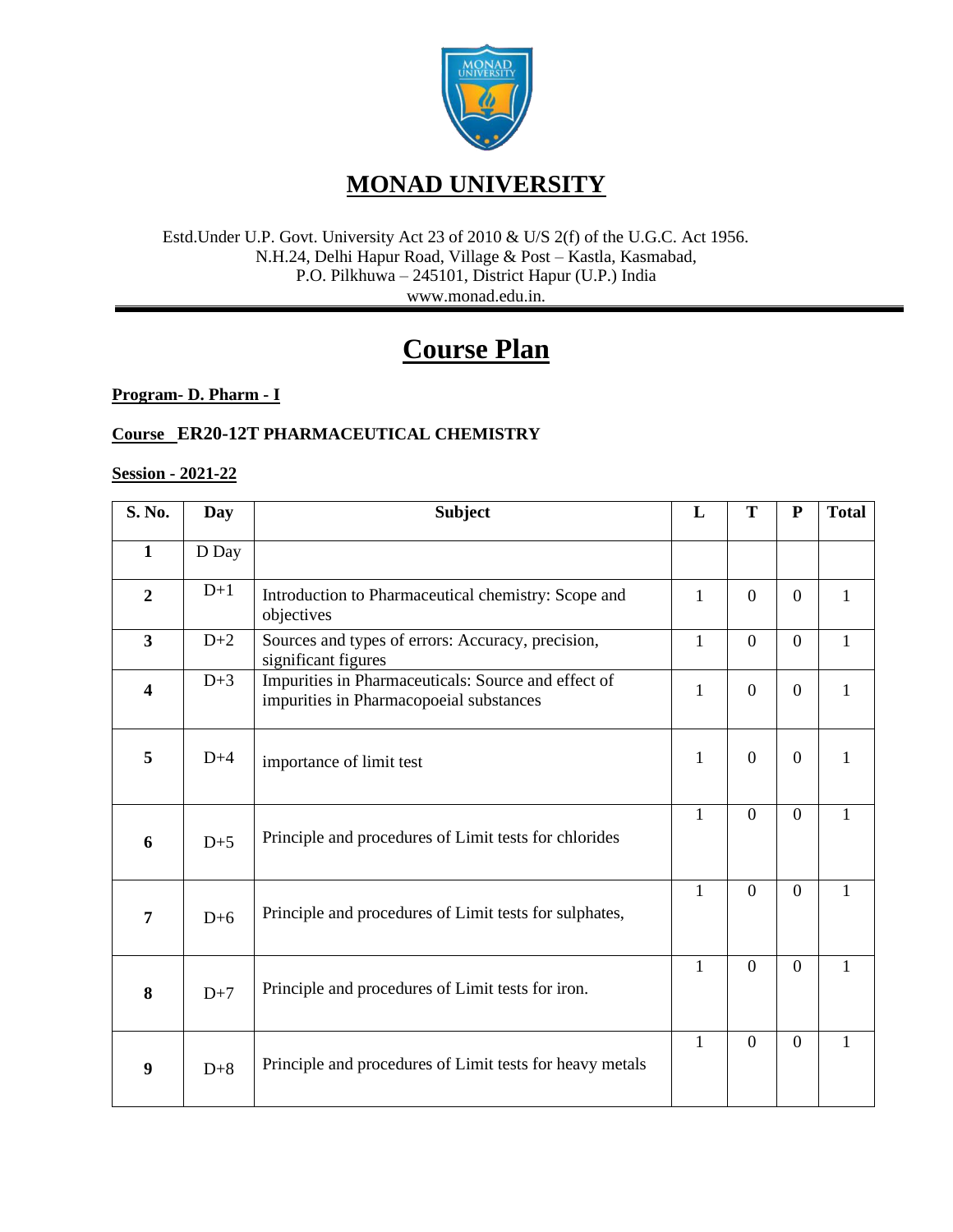# MONAD UNIVERSITY

Estd.Under U.P. Govt. University Act 23 of 2010 & U/S 2(f) of the U.G.C. Act 1956.
N.H.24, Delhi Hapur Road, Village & Post – Kastla, Kasmabad,
P.O. Pilkhuwa – 245101, District Hapur (U.P.) India
www.monad.edu.in.

# Course Plan

**Program- D. Pharm - I**

**Course ER20-12T PHARMACEUTICAL CHEMISTRY**

**Session - 2021-22**

| S. No. | Day | Subject | L | T | P | Total |
|---|---|---|---|---|---|---|
| 1 | D Day | | | | | |
| 2 | D+1 | Introduction to Pharmaceutical chemistry: Scope and objectives | 1 | 0 | 0 | 1 |
| 3 | D+2 | Sources and types of errors: Accuracy, precision, significant figures | 1 | 0 | 0 | 1 |
| 4 | D+3 | Impurities in Pharmaceuticals: Source and effect of impurities in Pharmacopoeial substances | 1 | 0 | 0 | 1 |
| 5 | D+4 | importance of limit test | 1 | 0 | 0 | 1 |
| 6 | D+5 | Principle and procedures of Limit tests for chlorides | 1 | 0 | 0 | 1 |
| 7 | D+6 | Principle and procedures of Limit tests for sulphates, | 1 | 0 | 0 | 1 |
| 8 | D+7 | Principle and procedures of Limit tests for iron. | 1 | 0 | 0 | 1 |
| 9 | D+8 | Principle and procedures of Limit tests for heavy metals | 1 | 0 | 0 | 1 |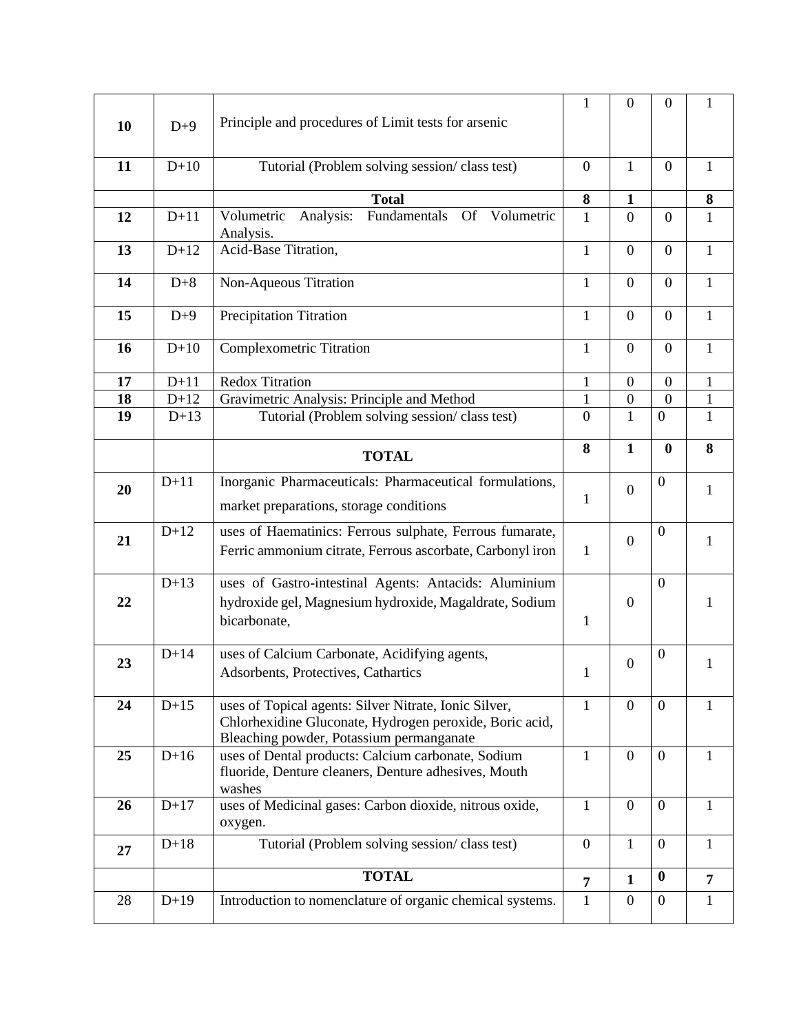| | | | | | | |
|---|---|---|---|---|---|---|
| **10** | D+9 | Principle and procedures of Limit tests for arsenic | 1 | 0 | 0 | 1 |
| **11** | D+10 | Tutorial (Problem solving session/ class test) | 0 | 1 | 0 | 1 |
| | | **Total** | **8** | **1** | | **8** |
| **12** | D+11 | Volumetric Analysis: Fundamentals Of Volumetric Analysis. | 1 | 0 | 0 | 1 |
| **13** | D+12 | Acid-Base Titration, | 1 | 0 | 0 | 1 |
| **14** | D+8 | Non-Aqueous Titration | 1 | 0 | 0 | 1 |
| **15** | D+9 | Precipitation Titration | 1 | 0 | 0 | 1 |
| **16** | D+10 | Complexometric Titration | 1 | 0 | 0 | 1 |
| **17** | D+11 | Redox Titration | 1 | 0 | 0 | 1 |
| **18** | D+12 | Gravimetric Analysis: Principle and Method | 1 | 0 | 0 | 1 |
| **19** | D+13 | Tutorial (Problem solving session/ class test) | 0 | 1 | 0 | 1 |
| | | **TOTAL** | **8** | **1** | **0** | **8** |
| **20** | D+11 | Inorganic Pharmaceuticals: Pharmaceutical formulations, market preparations, storage conditions | 1 | 0 | 0 | 1 |
| **21** | D+12 | uses of Haematinics: Ferrous sulphate, Ferrous fumarate, Ferric ammonium citrate, Ferrous ascorbate, Carbonyl iron | 1 | 0 | 0 | 1 |
| **22** | D+13 | uses of Gastro-intestinal Agents: Antacids: Aluminium hydroxide gel, Magnesium hydroxide, Magaldrate, Sodium bicarbonate, | 1 | 0 | 0 | 1 |
| **23** | D+14 | uses of Calcium Carbonate, Acidifying agents, Adsorbents, Protectives, Cathartics | 1 | 0 | 0 | 1 |
| **24** | D+15 | uses of Topical agents: Silver Nitrate, Ionic Silver, Chlorhexidine Gluconate, Hydrogen peroxide, Boric acid, Bleaching powder, Potassium permanganate | 1 | 0 | 0 | 1 |
| **25** | D+16 | uses of Dental products: Calcium carbonate, Sodium fluoride, Denture cleaners, Denture adhesives, Mouth washes | 1 | 0 | 0 | 1 |
| **26** | D+17 | uses of Medicinal gases: Carbon dioxide, nitrous oxide, oxygen. | 1 | 0 | 0 | 1 |
| **27** | D+18 | Tutorial (Problem solving session/ class test) | 0 | 1 | 0 | 1 |
| | | **TOTAL** | **7** | **1** | **0** | **7** |
| 28 | D+19 | Introduction to nomenclature of organic chemical systems. | 1 | 0 | 0 | 1 |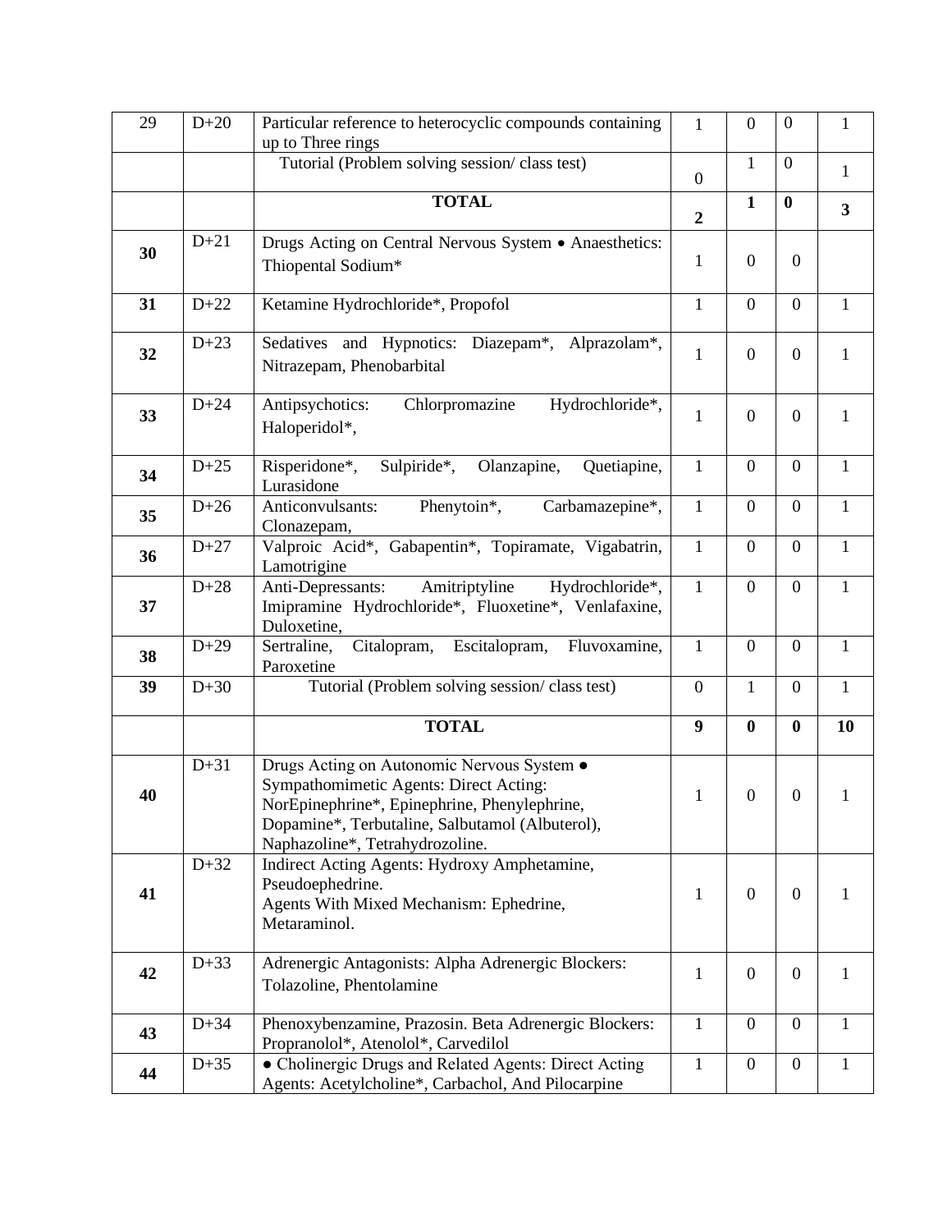| 29 | D+20 | Particular reference to heterocyclic compounds containing up to Three rings | 1 | 0 | 0 | 1 |
|---|---|---|---|---|---|---|
| | | Tutorial (Problem solving session/ class test) | 0 | 1 | 0 | 1 |
| | | **TOTAL** | **2** | **1** | **0** | **3** |
| **30** | D+21 | Drugs Acting on Central Nervous System • Anaesthetics: Thiopental Sodium* | 1 | 0 | 0 | |
| **31** | D+22 | Ketamine Hydrochloride*, Propofol | 1 | 0 | 0 | 1 |
| **32** | D+23 | Sedatives and Hypnotics: Diazepam*, Alprazolam*, Nitrazepam, Phenobarbital | 1 | 0 | 0 | 1 |
| **33** | D+24 | Antipsychotics: Chlorpromazine Hydrochloride*, Haloperidol*, | 1 | 0 | 0 | 1 |
| **34** | D+25 | Risperidone*, Sulpiride*, Olanzapine, Quetiapine, Lurasidone | 1 | 0 | 0 | 1 |
| **35** | D+26 | Anticonvulsants: Phenytoin*, Carbamazepine*, Clonazepam, | 1 | 0 | 0 | 1 |
| **36** | D+27 | Valproic Acid*, Gabapentin*, Topiramate, Vigabatrin, Lamotrigine | 1 | 0 | 0 | 1 |
| **37** | D+28 | Anti-Depressants: Amitriptyline Hydrochloride*, Imipramine Hydrochloride*, Fluoxetine*, Venlafaxine, Duloxetine, | 1 | 0 | 0 | 1 |
| **38** | D+29 | Sertraline, Citalopram, Escitalopram, Fluvoxamine, Paroxetine | 1 | 0 | 0 | 1 |
| **39** | D+30 | Tutorial (Problem solving session/ class test) | 0 | 1 | 0 | 1 |
| | | **TOTAL** | **9** | **0** | **0** | **10** |
| **40** | D+31 | Drugs Acting on Autonomic Nervous System ● Sympathomimetic Agents: Direct Acting: NorEpinephrine*, Epinephrine, Phenylephrine, Dopamine*, Terbutaline, Salbutamol (Albuterol), Naphazoline*, Tetrahydrozoline. | 1 | 0 | 0 | 1 |
| **41** | D+32 | Indirect Acting Agents: Hydroxy Amphetamine, Pseudoephedrine. Agents With Mixed Mechanism: Ephedrine, Metaraminol. | 1 | 0 | 0 | 1 |
| **42** | D+33 | Adrenergic Antagonists: Alpha Adrenergic Blockers: Tolazoline, Phentolamine | 1 | 0 | 0 | 1 |
| **43** | D+34 | Phenoxybenzamine, Prazosin. Beta Adrenergic Blockers: Propranolol*, Atenolol*, Carvedilol | 1 | 0 | 0 | 1 |
| **44** | D+35 | ● Cholinergic Drugs and Related Agents: Direct Acting Agents: Acetylcholine*, Carbachol, And Pilocarpine | 1 | 0 | 0 | 1 |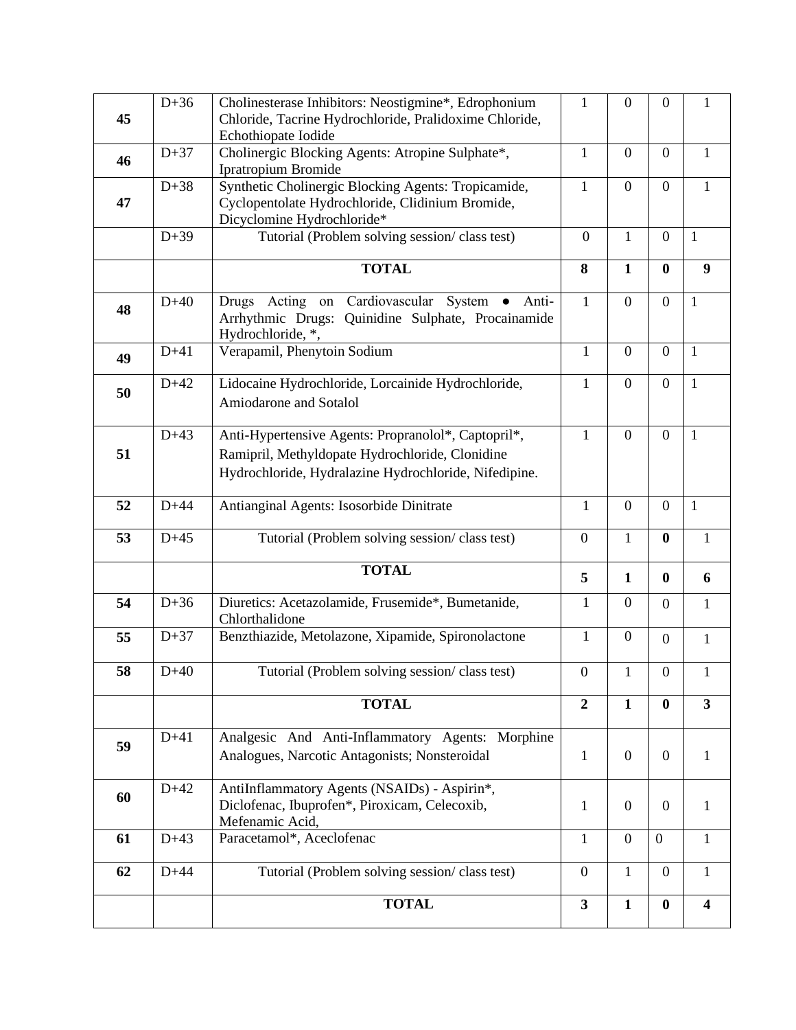| | | | | | | |
|---|---|---|---|---|---|---|
| **45** | D+36 | Cholinesterase Inhibitors: Neostigmine*, Edrophonium Chloride, Tacrine Hydrochloride, Pralidoxime Chloride, Echothiopate Iodide | 1 | 0 | 0 | 1 |
| **46** | D+37 | Cholinergic Blocking Agents: Atropine Sulphate*, Ipratropium Bromide | 1 | 0 | 0 | 1 |
| **47** | D+38 | Synthetic Cholinergic Blocking Agents: Tropicamide, Cyclopentolate Hydrochloride, Clidinium Bromide, Dicyclomine Hydrochloride* | 1 | 0 | 0 | 1 |
| | D+39 | Tutorial (Problem solving session/ class test) | 0 | 1 | 0 | 1 |
| | | **TOTAL** | **8** | **1** | **0** | **9** |
| **48** | D+40 | Drugs Acting on Cardiovascular System ● Anti-Arrhythmic Drugs: Quinidine Sulphate, Procainamide Hydrochloride, *, | 1 | 0 | 0 | 1 |
| **49** | D+41 | Verapamil, Phenytoin Sodium | 1 | 0 | 0 | 1 |
| **50** | D+42 | Lidocaine Hydrochloride, Lorcainide Hydrochloride, Amiodarone and Sotalol | 1 | 0 | 0 | 1 |
| **51** | D+43 | Anti-Hypertensive Agents: Propranolol*, Captopril*, Ramipril, Methyldopate Hydrochloride, Clonidine Hydrochloride, Hydralazine Hydrochloride, Nifedipine. | 1 | 0 | 0 | 1 |
| **52** | D+44 | Antianginal Agents: Isosorbide Dinitrate | 1 | 0 | 0 | 1 |
| **53** | D+45 | Tutorial (Problem solving session/ class test) | 0 | 1 | **0** | 1 |
| | | **TOTAL** | **5** | **1** | **0** | **6** |
| **54** | D+36 | Diuretics: Acetazolamide, Frusemide*, Bumetanide, Chlorthalidone | 1 | 0 | 0 | 1 |
| **55** | D+37 | Benzthiazide, Metolazone, Xipamide, Spironolactone | 1 | 0 | 0 | 1 |
| **58** | D+40 | Tutorial (Problem solving session/ class test) | 0 | 1 | 0 | 1 |
| | | **TOTAL** | **2** | **1** | **0** | **3** |
| **59** | D+41 | Analgesic And Anti-Inflammatory Agents: Morphine Analogues, Narcotic Antagonists; Nonsteroidal | 1 | 0 | 0 | 1 |
| **60** | D+42 | AntiInflammatory Agents (NSAIDs) - Aspirin*, Diclofenac, Ibuprofen*, Piroxicam, Celecoxib, Mefenamic Acid, | 1 | 0 | 0 | 1 |
| **61** | D+43 | Paracetamol*, Aceclofenac | 1 | 0 | 0 | 1 |
| **62** | D+44 | Tutorial (Problem solving session/ class test) | 0 | 1 | 0 | 1 |
| | | **TOTAL** | **3** | **1** | **0** | **4** |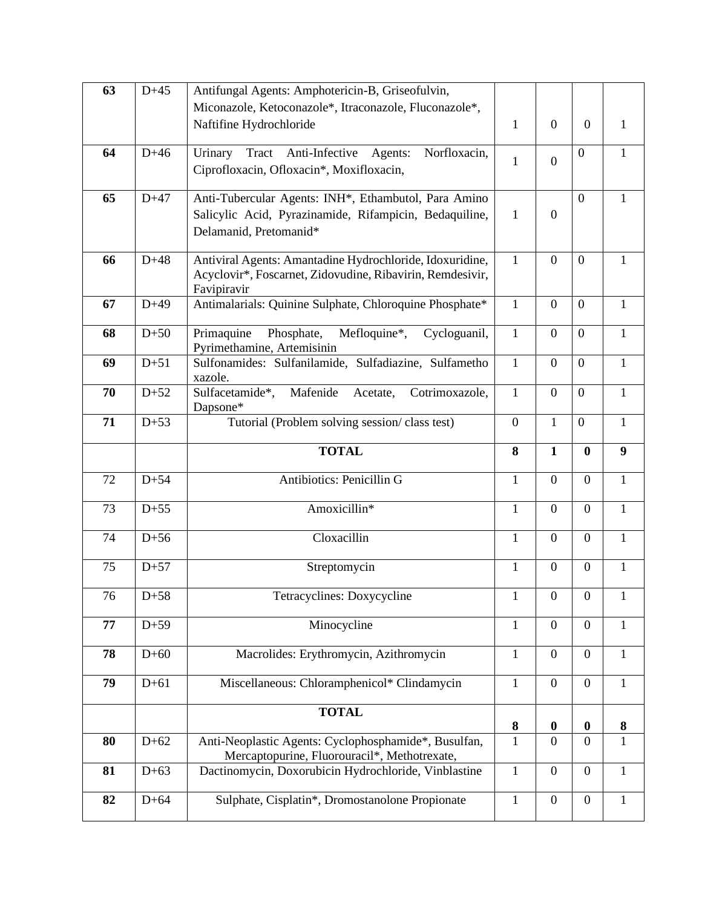| 63 | D+45 | Antifungal Agents: Amphotericin-B, Griseofulvin, Miconazole, Ketoconazole*, Itraconazole, Fluconazole*, Naftifine Hydrochloride | 1 | 0 | 0 | 1 |
|---|---|---|---|---|---|---|
| 64 | D+46 | Urinary Tract Anti-Infective Agents: Norfloxacin, Ciprofloxacin, Ofloxacin*, Moxifloxacin, | 1 | 0 | 0 | 1 |
| 65 | D+47 | Anti-Tubercular Agents: INH*, Ethambutol, Para Amino Salicylic Acid, Pyrazinamide, Rifampicin, Bedaquiline, Delamanid, Pretomanid* | 1 | 0 | 0 | 1 |
| 66 | D+48 | Antiviral Agents: Amantadine Hydrochloride, Idoxuridine, Acyclovir*, Foscarnet, Zidovudine, Ribavirin, Remdesivir, Favipiravir | 1 | 0 | 0 | 1 |
| 67 | D+49 | Antimalarials: Quinine Sulphate, Chloroquine Phosphate* | 1 | 0 | 0 | 1 |
| 68 | D+50 | Primaquine Phosphate, Mefloquine*, Cycloguanil, Pyrimethamine, Artemisinin | 1 | 0 | 0 | 1 |
| 69 | D+51 | Sulfonamides: Sulfanilamide, Sulfadiazine, Sulfametho xazole. | 1 | 0 | 0 | 1 |
| 70 | D+52 | Sulfacetamide*, Mafenide Acetate, Cotrimoxazole, Dapsone* | 1 | 0 | 0 | 1 |
| 71 | D+53 | Tutorial (Problem solving session/ class test) | 0 | 1 | 0 | 1 |
| | | **TOTAL** | **8** | **1** | **0** | **9** |
| 72 | D+54 | Antibiotics: Penicillin G | 1 | 0 | 0 | 1 |
| 73 | D+55 | Amoxicillin* | 1 | 0 | 0 | 1 |
| 74 | D+56 | Cloxacillin | 1 | 0 | 0 | 1 |
| 75 | D+57 | Streptomycin | 1 | 0 | 0 | 1 |
| 76 | D+58 | Tetracyclines: Doxycycline | 1 | 0 | 0 | 1 |
| 77 | D+59 | Minocycline | 1 | 0 | 0 | 1 |
| 78 | D+60 | Macrolides: Erythromycin, Azithromycin | 1 | 0 | 0 | 1 |
| 79 | D+61 | Miscellaneous: Chloramphenicol* Clindamycin | 1 | 0 | 0 | 1 |
| | | **TOTAL** | **8** | **0** | **0** | **8** |
| 80 | D+62 | Anti-Neoplastic Agents: Cyclophosphamide*, Busulfan, Mercaptopurine, Fluorouracil*, Methotrexate, | 1 | 0 | 0 | 1 |
| 81 | D+63 | Dactinomycin, Doxorubicin Hydrochloride, Vinblastine | 1 | 0 | 0 | 1 |
| 82 | D+64 | Sulphate, Cisplatin*, Dromostanolone Propionate | 1 | 0 | 0 | 1 |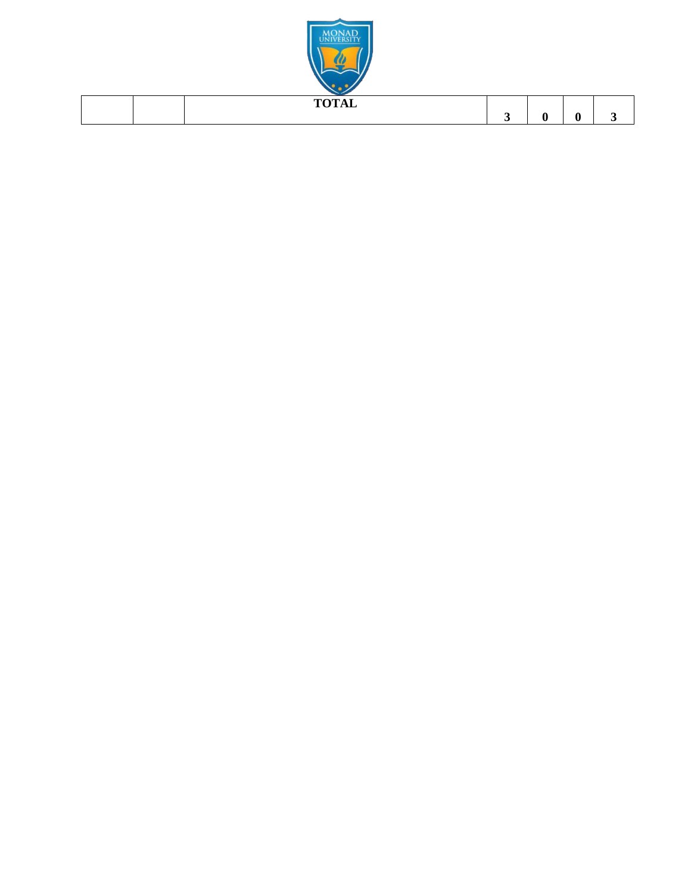|  |  | **TOTAL** | **3** | **0** | **0** | **3** |
|---|---|---|---|---|---|---|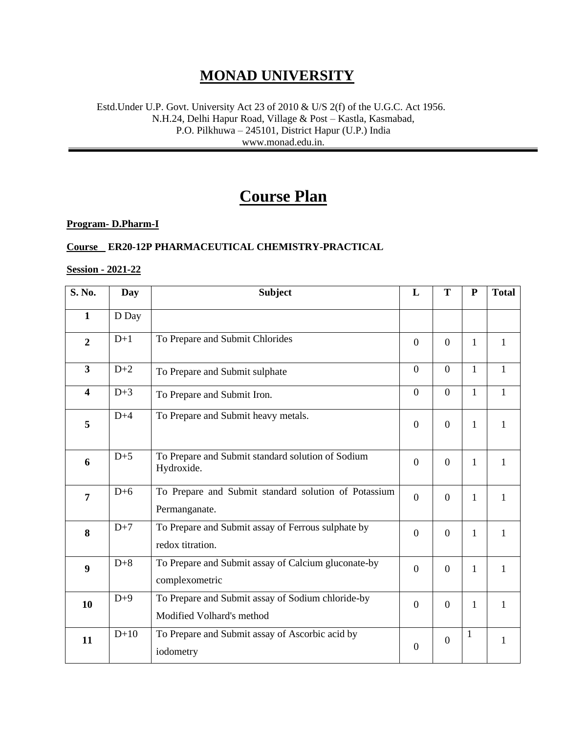# MONAD UNIVERSITY

Estd.Under U.P. Govt. University Act 23 of 2010 & U/S 2(f) of the U.G.C. Act 1956.
N.H.24, Delhi Hapur Road, Village & Post – Kastla, Kasmabad,
P.O. Pilkhuwa – 245101, District Hapur (U.P.) India
www.monad.edu.in.

# Course Plan

**Program- D.Pharm-I**

**Course ER20-12P PHARMACEUTICAL CHEMISTRY-PRACTICAL**

**Session - 2021-22**

| S. No. | Day | Subject | L | T | P | Total |
|---|---|---|---|---|---|---|
| 1 | D Day | | | | | |
| 2 | D+1 | To Prepare and Submit Chlorides | 0 | 0 | 1 | 1 |
| 3 | D+2 | To Prepare and Submit sulphate | 0 | 0 | 1 | 1 |
| 4 | D+3 | To Prepare and Submit Iron. | 0 | 0 | 1 | 1 |
| 5 | D+4 | To Prepare and Submit heavy metals. | 0 | 0 | 1 | 1 |
| 6 | D+5 | To Prepare and Submit standard solution of Sodium Hydroxide. | 0 | 0 | 1 | 1 |
| 7 | D+6 | To Prepare and Submit standard solution of Potassium Permanganate. | 0 | 0 | 1 | 1 |
| 8 | D+7 | To Prepare and Submit assay of Ferrous sulphate by redox titration. | 0 | 0 | 1 | 1 |
| 9 | D+8 | To Prepare and Submit assay of Calcium gluconate-by complexometric | 0 | 0 | 1 | 1 |
| 10 | D+9 | To Prepare and Submit assay of Sodium chloride-by Modified Volhard's method | 0 | 0 | 1 | 1 |
| 11 | D+10 | To Prepare and Submit assay of Ascorbic acid by iodometry | 0 | 0 | 1 | 1 |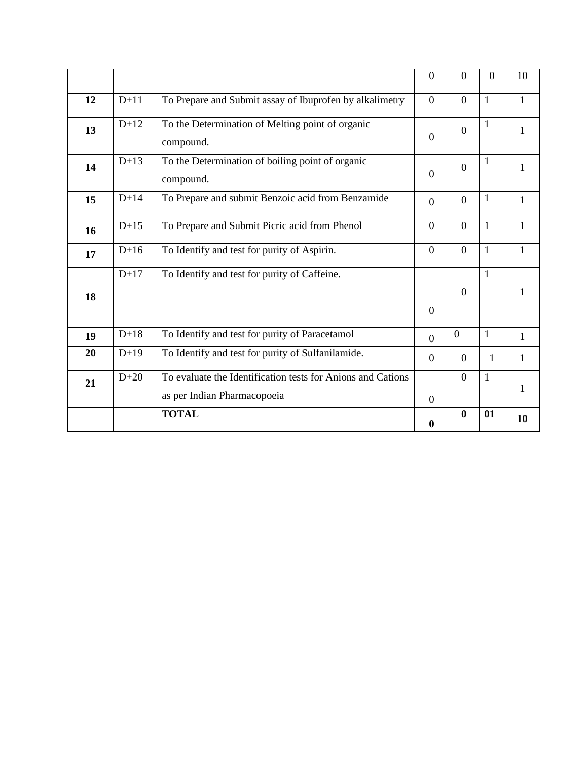| | | | | | | |
|---|---|---|---|---|---|---|
| | | | 0 | 0 | 0 | 10 |
| **12** | D+11 | To Prepare and Submit assay of Ibuprofen by alkalimetry | 0 | 0 | 1 | 1 |
| **13** | D+12 | To the Determination of Melting point of organic compound. | 0 | 0 | 1 | 1 |
| **14** | D+13 | To the Determination of boiling point of organic compound. | 0 | 0 | 1 | 1 |
| **15** | D+14 | To Prepare and submit Benzoic acid from Benzamide | 0 | 0 | 1 | 1 |
| **16** | D+15 | To Prepare and Submit Picric acid from Phenol | 0 | 0 | 1 | 1 |
| **17** | D+16 | To Identify and test for purity of Aspirin. | 0 | 0 | 1 | 1 |
| **18** | D+17 | To Identify and test for purity of Caffeine. | 0 | 0 | 1 | 1 |
| **19** | D+18 | To Identify and test for purity of Paracetamol | 0 | 0 | 1 | 1 |
| **20** | D+19 | To Identify and test for purity of Sulfanilamide. | 0 | 0 | 1 | 1 |
| **21** | D+20 | To evaluate the Identification tests for Anions and Cations as per Indian Pharmacopoeia | 0 | 0 | 1 | 1 |
| | | **TOTAL** | **0** | **0** | **01** | **10** |